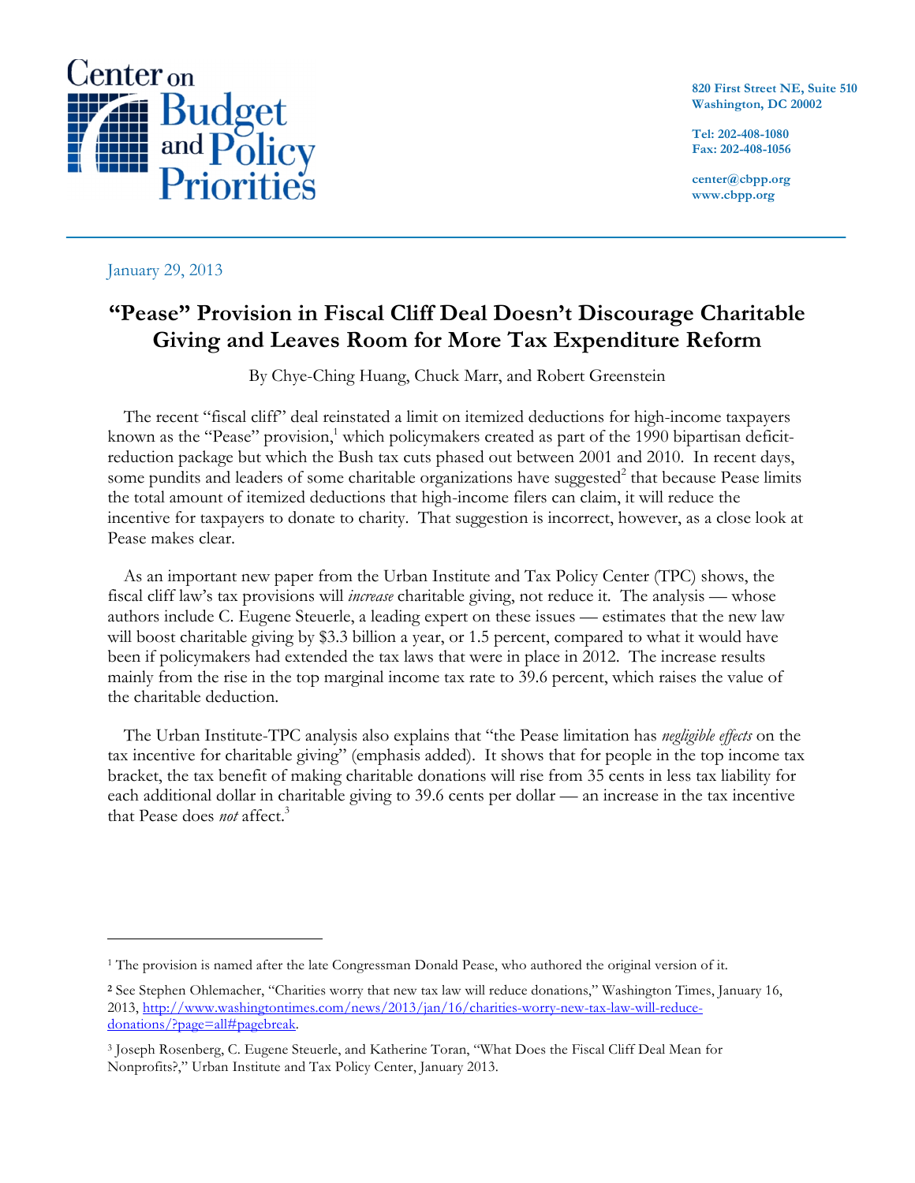Center on Budget and Policy Priorities

820 First Street NE, Suite 510
Washington, DC 20002

Tel: 202-408-1080
Fax: 202-408-1056

center@cbpp.org
www.cbpp.org

January 29, 2013

# "Pease" Provision in Fiscal Cliff Deal Doesn't Discourage Charitable Giving and Leaves Room for More Tax Expenditure Reform

By Chye-Ching Huang, Chuck Marr, and Robert Greenstein

The recent "fiscal cliff" deal reinstated a limit on itemized deductions for high-income taxpayers known as the "Pease" provision,[1] which policymakers created as part of the 1990 bipartisan deficit-reduction package but which the Bush tax cuts phased out between 2001 and 2010. In recent days, some pundits and leaders of some charitable organizations have suggested[2] that because Pease limits the total amount of itemized deductions that high-income filers can claim, it will reduce the incentive for taxpayers to donate to charity. That suggestion is incorrect, however, as a close look at Pease makes clear.

As an important new paper from the Urban Institute and Tax Policy Center (TPC) shows, the fiscal cliff law's tax provisions will *increase* charitable giving, not reduce it. The analysis — whose authors include C. Eugene Steuerle, a leading expert on these issues — estimates that the new law will boost charitable giving by $3.3 billion a year, or 1.5 percent, compared to what it would have been if policymakers had extended the tax laws that were in place in 2012. The increase results mainly from the rise in the top marginal income tax rate to 39.6 percent, which raises the value of the charitable deduction.

The Urban Institute-TPC analysis also explains that "the Pease limitation has *negligible effects* on the tax incentive for charitable giving" (emphasis added). It shows that for people in the top income tax bracket, the tax benefit of making charitable donations will rise from 35 cents in less tax liability for each additional dollar in charitable giving to 39.6 cents per dollar — an increase in the tax incentive that Pease does *not* affect.[3]

---

[1] The provision is named after the late Congressman Donald Pease, who authored the original version of it.

[2] See Stephen Ohlemacher, "Charities worry that new tax law will reduce donations," Washington Times, January 16, 2013, http://www.washingtontimes.com/news/2013/jan/16/charities-worry-new-tax-law-will-reduce-donations/?page=all#pagebreak.

[3] Joseph Rosenberg, C. Eugene Steuerle, and Katherine Toran, "What Does the Fiscal Cliff Deal Mean for Nonprofits?," Urban Institute and Tax Policy Center, January 2013.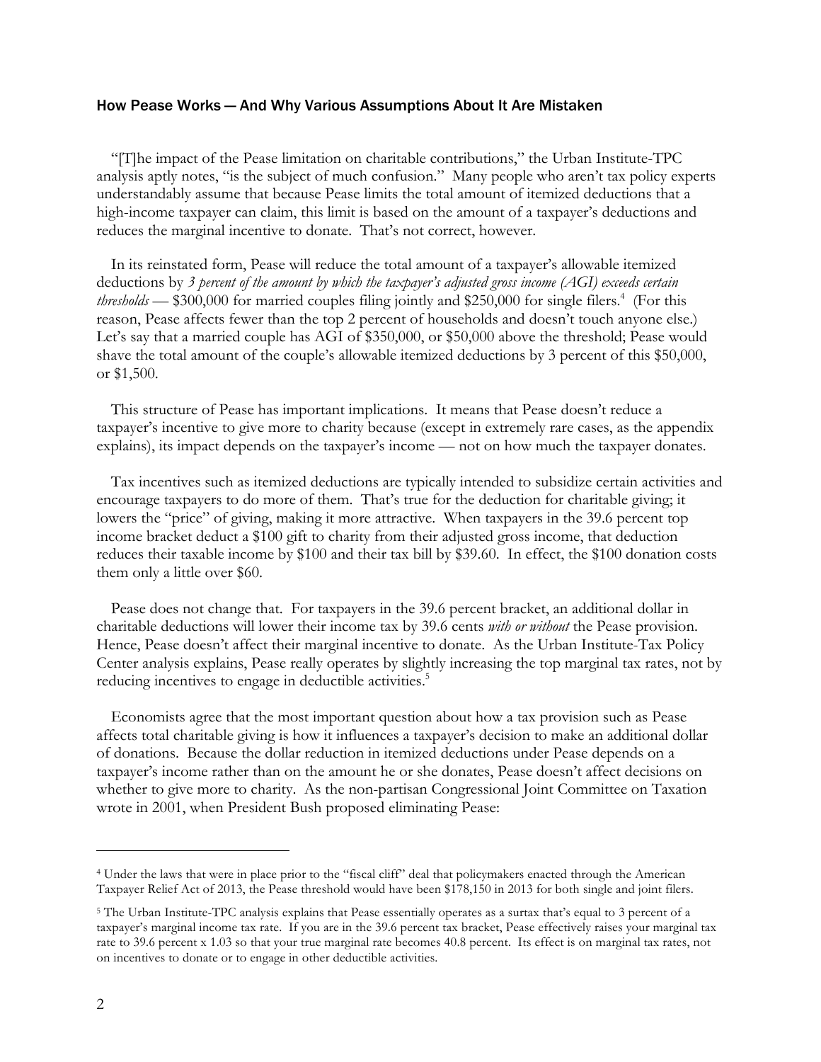## How Pease Works — And Why Various Assumptions About It Are Mistaken

"[T]he impact of the Pease limitation on charitable contributions," the Urban Institute-TPC analysis aptly notes, "is the subject of much confusion." Many people who aren't tax policy experts understandably assume that because Pease limits the total amount of itemized deductions that a high-income taxpayer can claim, this limit is based on the amount of a taxpayer's deductions and reduces the marginal incentive to donate. That's not correct, however.

In its reinstated form, Pease will reduce the total amount of a taxpayer's allowable itemized deductions by *3 percent of the amount by which the taxpayer's adjusted gross income (AGI) exceeds certain thresholds* — $300,000 for married couples filing jointly and $250,000 for single filers.[4] (For this reason, Pease affects fewer than the top 2 percent of households and doesn't touch anyone else.) Let's say that a married couple has AGI of $350,000, or $50,000 above the threshold; Pease would shave the total amount of the couple's allowable itemized deductions by 3 percent of this $50,000, or $1,500.

This structure of Pease has important implications. It means that Pease doesn't reduce a taxpayer's incentive to give more to charity because (except in extremely rare cases, as the appendix explains), its impact depends on the taxpayer's income — not on how much the taxpayer donates.

Tax incentives such as itemized deductions are typically intended to subsidize certain activities and encourage taxpayers to do more of them. That's true for the deduction for charitable giving; it lowers the "price" of giving, making it more attractive. When taxpayers in the 39.6 percent top income bracket deduct a $100 gift to charity from their adjusted gross income, that deduction reduces their taxable income by $100 and their tax bill by $39.60. In effect, the $100 donation costs them only a little over $60.

Pease does not change that. For taxpayers in the 39.6 percent bracket, an additional dollar in charitable deductions will lower their income tax by 39.6 cents *with or without* the Pease provision. Hence, Pease doesn't affect their marginal incentive to donate. As the Urban Institute-Tax Policy Center analysis explains, Pease really operates by slightly increasing the top marginal tax rates, not by reducing incentives to engage in deductible activities.[5]

Economists agree that the most important question about how a tax provision such as Pease affects total charitable giving is how it influences a taxpayer's decision to make an additional dollar of donations. Because the dollar reduction in itemized deductions under Pease depends on a taxpayer's income rather than on the amount he or she donates, Pease doesn't affect decisions on whether to give more to charity. As the non-partisan Congressional Joint Committee on Taxation wrote in 2001, when President Bush proposed eliminating Pease:

---

[4] Under the laws that were in place prior to the "fiscal cliff" deal that policymakers enacted through the American Taxpayer Relief Act of 2013, the Pease threshold would have been $178,150 in 2013 for both single and joint filers.

[5] The Urban Institute-TPC analysis explains that Pease essentially operates as a surtax that's equal to 3 percent of a taxpayer's marginal income tax rate. If you are in the 39.6 percent tax bracket, Pease effectively raises your marginal tax rate to 39.6 percent x 1.03 so that your true marginal rate becomes 40.8 percent. Its effect is on marginal tax rates, not on incentives to donate or to engage in other deductible activities.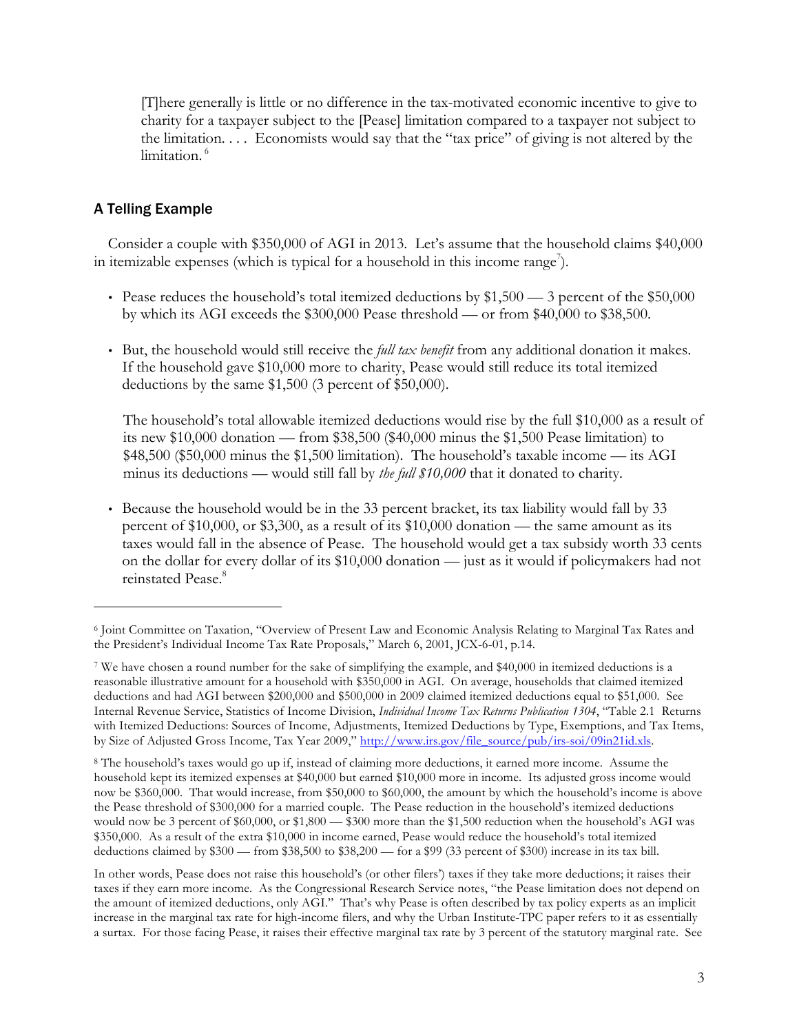> [T]here generally is little or no difference in the tax-motivated economic incentive to give to charity for a taxpayer subject to the [Pease] limitation compared to a taxpayer not subject to the limitation. . . . Economists would say that the "tax price" of giving is not altered by the limitation.[6]

### A Telling Example

Consider a couple with $350,000 of AGI in 2013. Let's assume that the household claims $40,000 in itemizable expenses (which is typical for a household in this income range[7]).

- Pease reduces the household's total itemized deductions by $1,500 — 3 percent of the $50,000 by which its AGI exceeds the $300,000 Pease threshold — or from $40,000 to $38,500.
- But, the household would still receive the *full tax benefit* from any additional donation it makes. If the household gave $10,000 more to charity, Pease would still reduce its total itemized deductions by the same $1,500 (3 percent of $50,000).

  The household's total allowable itemized deductions would rise by the full $10,000 as a result of its new $10,000 donation — from $38,500 ($40,000 minus the $1,500 Pease limitation) to $48,500 ($50,000 minus the $1,500 limitation). The household's taxable income — its AGI minus its deductions — would still fall by *the full $10,000* that it donated to charity.
- Because the household would be in the 33 percent bracket, its tax liability would fall by 33 percent of $10,000, or $3,300, as a result of its $10,000 donation — the same amount as its taxes would fall in the absence of Pease. The household would get a tax subsidy worth 33 cents on the dollar for every dollar of its $10,000 donation — just as it would if policymakers had not reinstated Pease.[8]

---

[6] Joint Committee on Taxation, "Overview of Present Law and Economic Analysis Relating to Marginal Tax Rates and the President's Individual Income Tax Rate Proposals," March 6, 2001, JCX-6-01, p.14.

[7] We have chosen a round number for the sake of simplifying the example, and $40,000 in itemized deductions is a reasonable illustrative amount for a household with $350,000 in AGI. On average, households that claimed itemized deductions and had AGI between $200,000 and $500,000 in 2009 claimed itemized deductions equal to $51,000. See Internal Revenue Service, Statistics of Income Division, *Individual Income Tax Returns Publication 1304*, "Table 2.1 Returns with Itemized Deductions: Sources of Income, Adjustments, Itemized Deductions by Type, Exemptions, and Tax Items, by Size of Adjusted Gross Income, Tax Year 2009," http://www.irs.gov/file_source/pub/irs-soi/09in21id.xls.

[8] The household's taxes would go up if, instead of claiming more deductions, it earned more income. Assume the household kept its itemized expenses at $40,000 but earned $10,000 more in income. Its adjusted gross income would now be $360,000. That would increase, from $50,000 to $60,000, the amount by which the household's income is above the Pease threshold of $300,000 for a married couple. The Pease reduction in the household's itemized deductions would now be 3 percent of $60,000, or $1,800 — $300 more than the $1,500 reduction when the household's AGI was $350,000. As a result of the extra $10,000 in income earned, Pease would reduce the household's total itemized deductions claimed by $300 — from $38,500 to $38,200 — for a $99 (33 percent of $300) increase in its tax bill.

In other words, Pease does not raise this household's (or other filers') taxes if they take more deductions; it raises their taxes if they earn more income. As the Congressional Research Service notes, "the Pease limitation does not depend on the amount of itemized deductions, only AGI." That's why Pease is often described by tax policy experts as an implicit increase in the marginal tax rate for high-income filers, and why the Urban Institute-TPC paper refers to it as essentially a surtax. For those facing Pease, it raises their effective marginal tax rate by 3 percent of the statutory marginal rate. See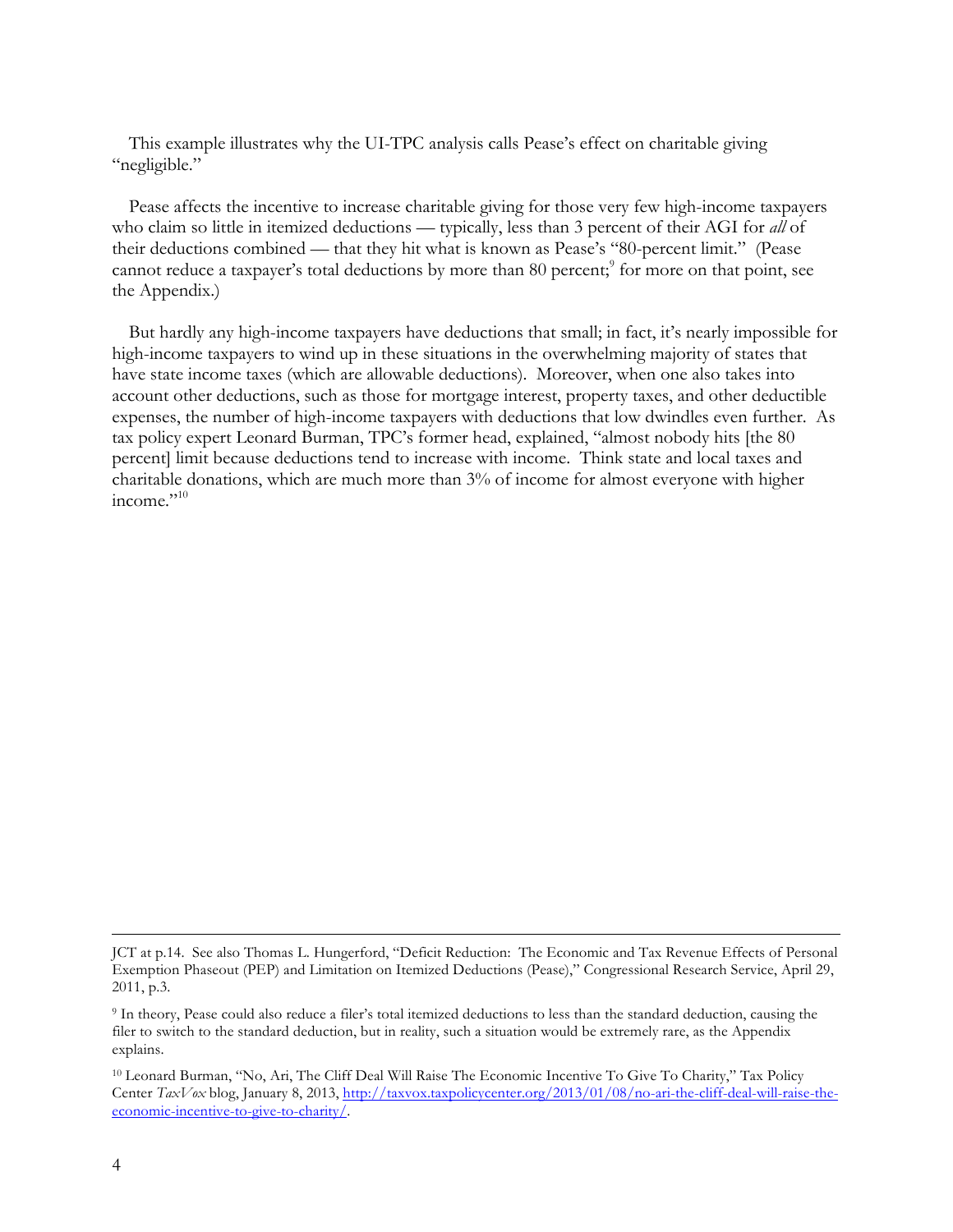This example illustrates why the UI-TPC analysis calls Pease's effect on charitable giving "negligible."

Pease affects the incentive to increase charitable giving for those very few high-income taxpayers who claim so little in itemized deductions — typically, less than 3 percent of their AGI for *all* of their deductions combined — that they hit what is known as Pease's "80-percent limit." (Pease cannot reduce a taxpayer's total deductions by more than 80 percent;[9] for more on that point, see the Appendix.)

But hardly any high-income taxpayers have deductions that small; in fact, it's nearly impossible for high-income taxpayers to wind up in these situations in the overwhelming majority of states that have state income taxes (which are allowable deductions). Moreover, when one also takes into account other deductions, such as those for mortgage interest, property taxes, and other deductible expenses, the number of high-income taxpayers with deductions that low dwindles even further. As tax policy expert Leonard Burman, TPC's former head, explained, "almost nobody hits [the 80 percent] limit because deductions tend to increase with income. Think state and local taxes and charitable donations, which are much more than 3% of income for almost everyone with higher income."[10]

---

JCT at p.14. See also Thomas L. Hungerford, "Deficit Reduction: The Economic and Tax Revenue Effects of Personal Exemption Phaseout (PEP) and Limitation on Itemized Deductions (Pease)," Congressional Research Service, April 29, 2011, p.3.

[9] In theory, Pease could also reduce a filer's total itemized deductions to less than the standard deduction, causing the filer to switch to the standard deduction, but in reality, such a situation would be extremely rare, as the Appendix explains.

[10] Leonard Burman, "No, Ari, The Cliff Deal Will Raise The Economic Incentive To Give To Charity," Tax Policy Center *TaxVox* blog, January 8, 2013, http://taxvox.taxpolicycenter.org/2013/01/08/no-ari-the-cliff-deal-will-raise-the-economic-incentive-to-give-to-charity/.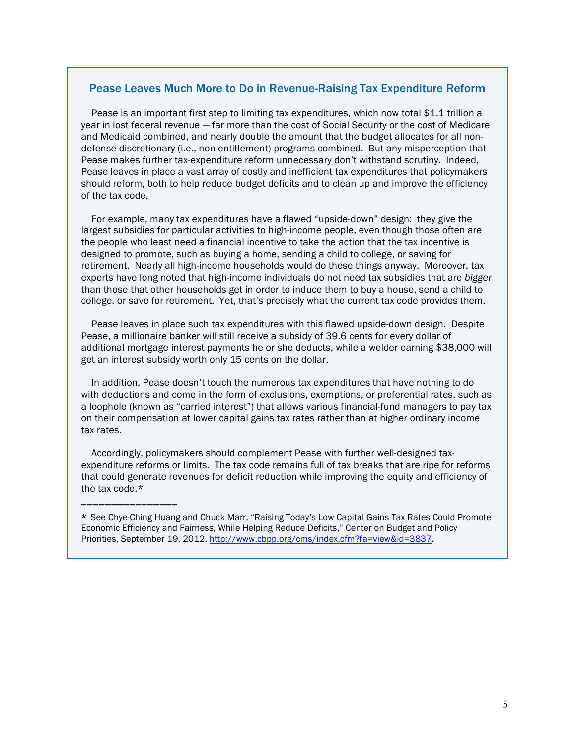## Pease Leaves Much More to Do in Revenue-Raising Tax Expenditure Reform

Pease is an important first step to limiting tax expenditures, which now total $1.1 trillion a year in lost federal revenue — far more than the cost of Social Security or the cost of Medicare and Medicaid combined, and nearly double the amount that the budget allocates for all non-defense discretionary (i.e., non-entitlement) programs combined. But any misperception that Pease makes further tax-expenditure reform unnecessary don't withstand scrutiny. Indeed, Pease leaves in place a vast array of costly and inefficient tax expenditures that policymakers should reform, both to help reduce budget deficits and to clean up and improve the efficiency of the tax code.

For example, many tax expenditures have a flawed "upside-down" design: they give the largest subsidies for particular activities to high-income people, even though those often are the people who least need a financial incentive to take the action that the tax incentive is designed to promote, such as buying a home, sending a child to college, or saving for retirement. Nearly all high-income households would do these things anyway. Moreover, tax experts have long noted that high-income individuals do not need tax subsidies that are *bigger* than those that other households get in order to induce them to buy a house, send a child to college, or save for retirement. Yet, that's precisely what the current tax code provides them.

Pease leaves in place such tax expenditures with this flawed upside-down design. Despite Pease, a millionaire banker will still receive a subsidy of 39.6 cents for every dollar of additional mortgage interest payments he or she deducts, while a welder earning $38,000 will get an interest subsidy worth only 15 cents on the dollar.

In addition, Pease doesn't touch the numerous tax expenditures that have nothing to do with deductions and come in the form of exclusions, exemptions, or preferential rates, such as a loophole (known as "carried interest") that allows various financial-fund managers to pay tax on their compensation at lower capital gains tax rates rather than at higher ordinary income tax rates.

Accordingly, policymakers should complement Pease with further well-designed tax-expenditure reforms or limits. The tax code remains full of tax breaks that are ripe for reforms that could generate revenues for deficit reduction while improving the equity and efficiency of the tax code.*

---

* See Chye-Ching Huang and Chuck Marr, "Raising Today's Low Capital Gains Tax Rates Could Promote Economic Efficiency and Fairness, While Helping Reduce Deficits," Center on Budget and Policy Priorities, September 19, 2012, http://www.cbpp.org/cms/index.cfm?fa=view&id=3837.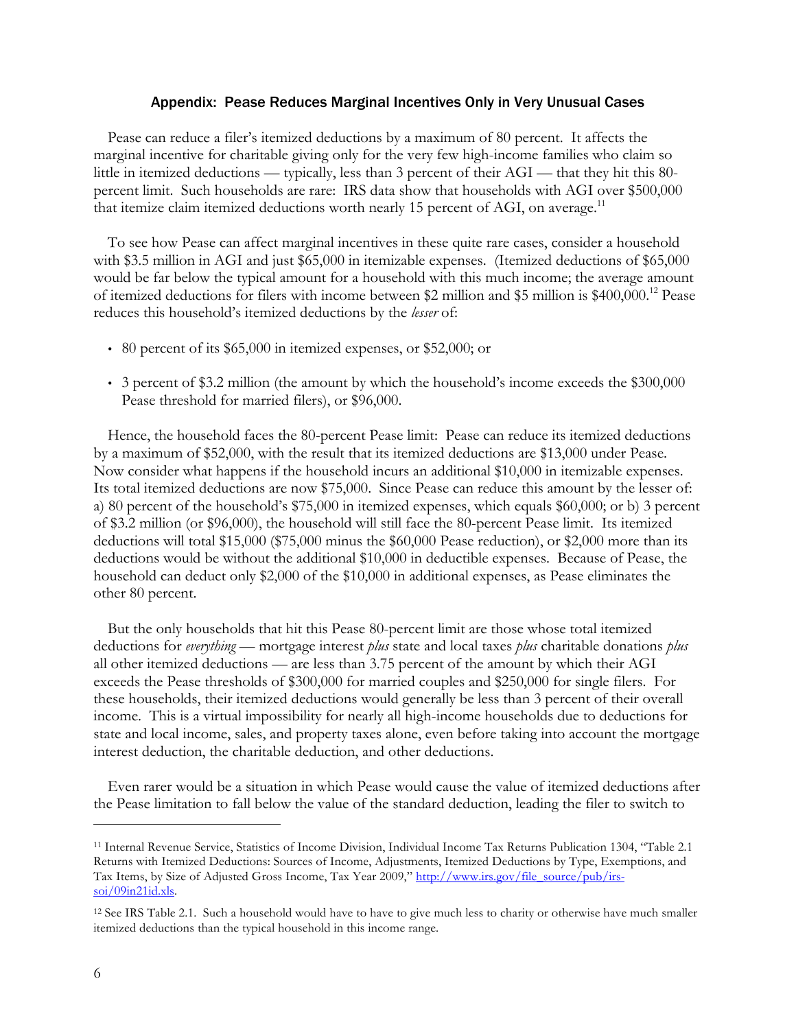### Appendix: Pease Reduces Marginal Incentives Only in Very Unusual Cases

Pease can reduce a filer's itemized deductions by a maximum of 80 percent. It affects the marginal incentive for charitable giving only for the very few high-income families who claim so little in itemized deductions — typically, less than 3 percent of their AGI — that they hit this 80-percent limit. Such households are rare: IRS data show that households with AGI over $500,000 that itemize claim itemized deductions worth nearly 15 percent of AGI, on average.[11]

To see how Pease can affect marginal incentives in these quite rare cases, consider a household with $3.5 million in AGI and just $65,000 in itemizable expenses. (Itemized deductions of $65,000 would be far below the typical amount for a household with this much income; the average amount of itemized deductions for filers with income between $2 million and $5 million is $400,000.[12] Pease reduces this household's itemized deductions by the *lesser* of:

- 80 percent of its $65,000 in itemized expenses, or $52,000; or
- 3 percent of $3.2 million (the amount by which the household's income exceeds the $300,000 Pease threshold for married filers), or $96,000.

Hence, the household faces the 80-percent Pease limit: Pease can reduce its itemized deductions by a maximum of $52,000, with the result that its itemized deductions are $13,000 under Pease. Now consider what happens if the household incurs an additional $10,000 in itemizable expenses. Its total itemized deductions are now $75,000. Since Pease can reduce this amount by the lesser of: a) 80 percent of the household's $75,000 in itemized expenses, which equals $60,000; or b) 3 percent of $3.2 million (or $96,000), the household will still face the 80-percent Pease limit. Its itemized deductions will total $15,000 ($75,000 minus the $60,000 Pease reduction), or $2,000 more than its deductions would be without the additional $10,000 in deductible expenses. Because of Pease, the household can deduct only $2,000 of the $10,000 in additional expenses, as Pease eliminates the other 80 percent.

But the only households that hit this Pease 80-percent limit are those whose total itemized deductions for *everything* — mortgage interest *plus* state and local taxes *plus* charitable donations *plus* all other itemized deductions — are less than 3.75 percent of the amount by which their AGI exceeds the Pease thresholds of $300,000 for married couples and $250,000 for single filers. For these households, their itemized deductions would generally be less than 3 percent of their overall income. This is a virtual impossibility for nearly all high-income households due to deductions for state and local income, sales, and property taxes alone, even before taking into account the mortgage interest deduction, the charitable deduction, and other deductions.

Even rarer would be a situation in which Pease would cause the value of itemized deductions after the Pease limitation to fall below the value of the standard deduction, leading the filer to switch to

---

[11] Internal Revenue Service, Statistics of Income Division, Individual Income Tax Returns Publication 1304, "Table 2.1 Returns with Itemized Deductions: Sources of Income, Adjustments, Itemized Deductions by Type, Exemptions, and Tax Items, by Size of Adjusted Gross Income, Tax Year 2009," http://www.irs.gov/file_source/pub/irs-soi/09in21id.xls.

[12] See IRS Table 2.1. Such a household would have to have to give much less to charity or otherwise have much smaller itemized deductions than the typical household in this income range.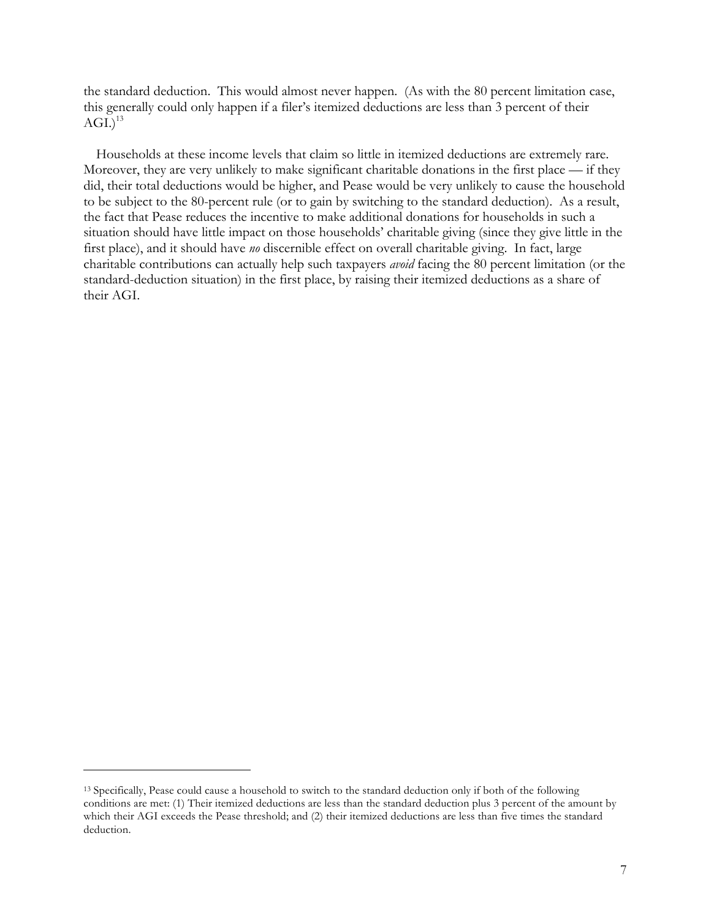the standard deduction. This would almost never happen. (As with the 80 percent limitation case, this generally could only happen if a filer's itemized deductions are less than 3 percent of their AGI.)[13]

Households at these income levels that claim so little in itemized deductions are extremely rare. Moreover, they are very unlikely to make significant charitable donations in the first place — if they did, their total deductions would be higher, and Pease would be very unlikely to cause the household to be subject to the 80-percent rule (or to gain by switching to the standard deduction). As a result, the fact that Pease reduces the incentive to make additional donations for households in such a situation should have little impact on those households' charitable giving (since they give little in the first place), and it should have *no* discernible effect on overall charitable giving. In fact, large charitable contributions can actually help such taxpayers *avoid* facing the 80 percent limitation (or the standard-deduction situation) in the first place, by raising their itemized deductions as a share of their AGI.

---

[13] Specifically, Pease could cause a household to switch to the standard deduction only if both of the following conditions are met: (1) Their itemized deductions are less than the standard deduction plus 3 percent of the amount by which their AGI exceeds the Pease threshold; and (2) their itemized deductions are less than five times the standard deduction.